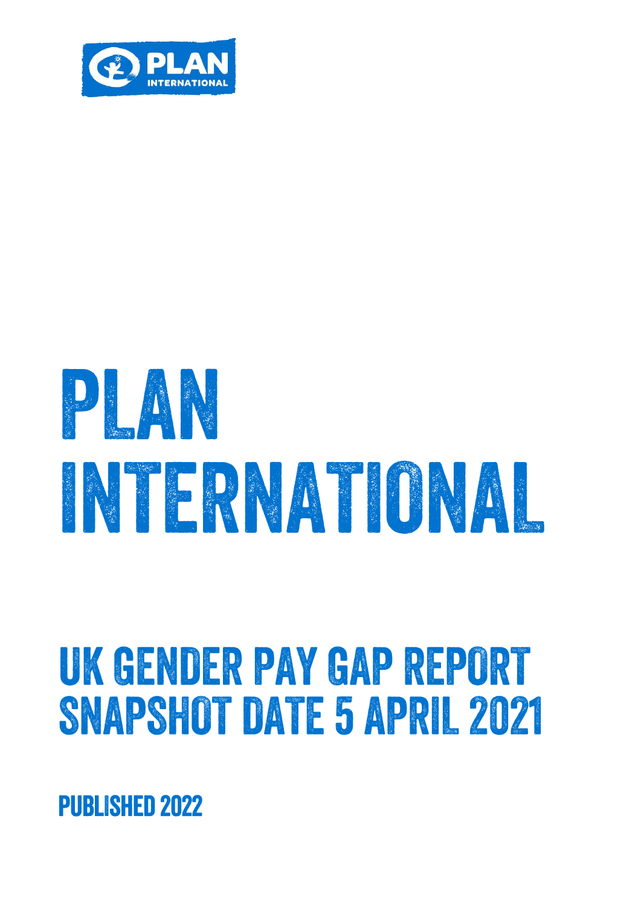# PLAN INTERNATIONAL

## UK GENDER PAY GAP REPORT SNAPSHOT DATE 5 APRIL 2021

PUBLISHED 2022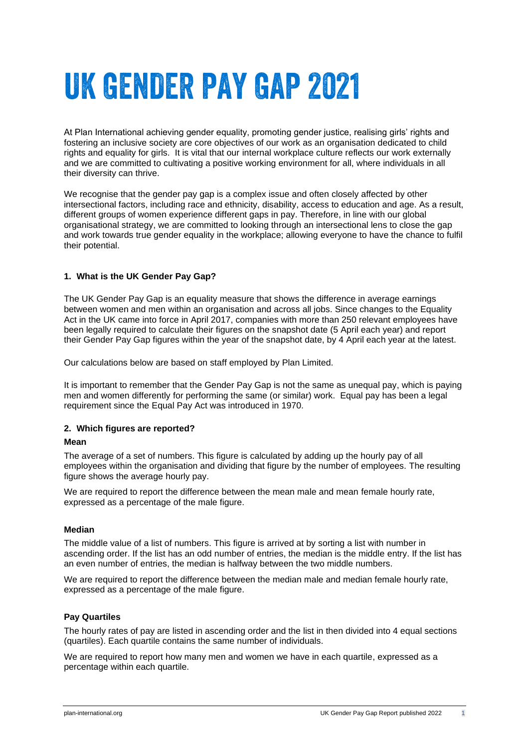# UK GENDER PAY GAP 2021

At Plan International achieving gender equality, promoting gender justice, realising girls' rights and fostering an inclusive society are core objectives of our work as an organisation dedicated to child rights and equality for girls. It is vital that our internal workplace culture reflects our work externally and we are committed to cultivating a positive working environment for all, where individuals in all their diversity can thrive.

We recognise that the gender pay gap is a complex issue and often closely affected by other intersectional factors, including race and ethnicity, disability, access to education and age. As a result, different groups of women experience different gaps in pay. Therefore, in line with our global organisational strategy, we are committed to looking through an intersectional lens to close the gap and work towards true gender equality in the workplace; allowing everyone to have the chance to fulfil their potential.

## 1. What is the UK Gender Pay Gap?

The UK Gender Pay Gap is an equality measure that shows the difference in average earnings between women and men within an organisation and across all jobs. Since changes to the Equality Act in the UK came into force in April 2017, companies with more than 250 relevant employees have been legally required to calculate their figures on the snapshot date (5 April each year) and report their Gender Pay Gap figures within the year of the snapshot date, by 4 April each year at the latest.

Our calculations below are based on staff employed by Plan Limited.

It is important to remember that the Gender Pay Gap is not the same as unequal pay, which is paying men and women differently for performing the same (or similar) work. Equal pay has been a legal requirement since the Equal Pay Act was introduced in 1970.

## 2. Which figures are reported?

**Mean**

The average of a set of numbers. This figure is calculated by adding up the hourly pay of all employees within the organisation and dividing that figure by the number of employees. The resulting figure shows the average hourly pay.

We are required to report the difference between the mean male and mean female hourly rate, expressed as a percentage of the male figure.

**Median**

The middle value of a list of numbers. This figure is arrived at by sorting a list with number in ascending order. If the list has an odd number of entries, the median is the middle entry. If the list has an even number of entries, the median is halfway between the two middle numbers.

We are required to report the difference between the median male and median female hourly rate, expressed as a percentage of the male figure.

**Pay Quartiles**

The hourly rates of pay are listed in ascending order and the list in then divided into 4 equal sections (quartiles). Each quartile contains the same number of individuals.

We are required to report how many men and women we have in each quartile, expressed as a percentage within each quartile.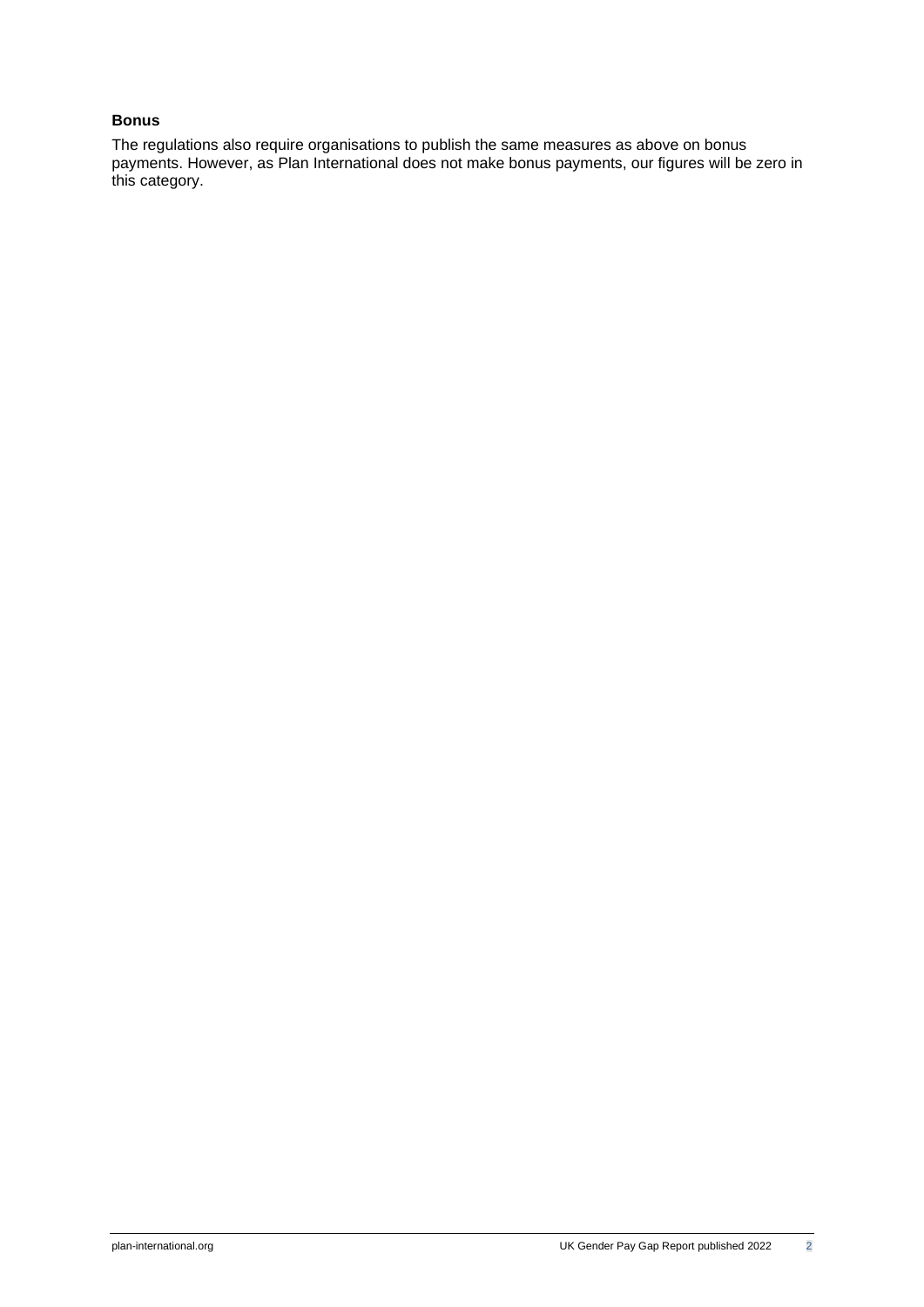**Bonus**

The regulations also require organisations to publish the same measures as above on bonus payments. However, as Plan International does not make bonus payments, our figures will be zero in this category.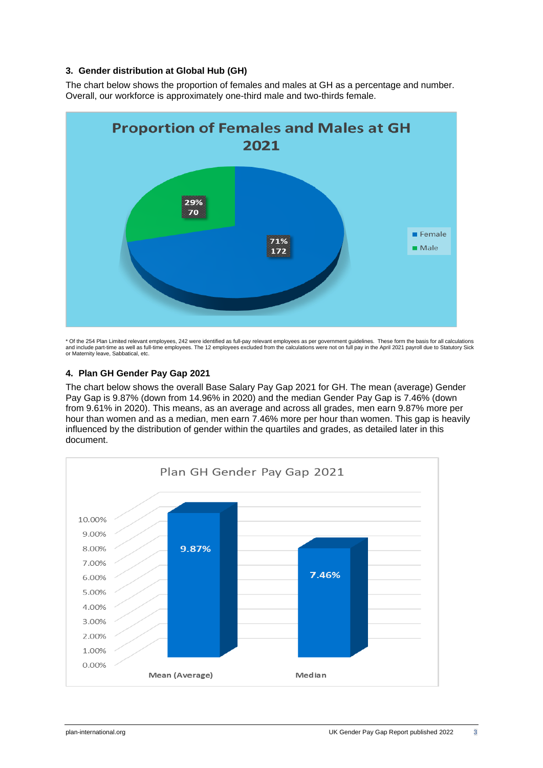### 3. Gender distribution at Global Hub (GH)

The chart below shows the proportion of females and males at GH as a percentage and number. Overall, our workforce is approximately one-third male and two-thirds female.

**Proportion of Females and Males at GH 2021**

| | Percentage | Number |
|---|---|---|
| Female | 71% | 172 |
| Male | 29% | 70 |

\* Of the 254 Plan Limited relevant employees, 242 were identified as full-pay relevant employees as per government guidelines. These form the basis for all calculations and include part-time as well as full-time employees. The 12 employees excluded from the calculations were not on full pay in the April 2021 payroll due to Statutory Sick or Maternity leave, Sabbatical, etc.

### 4. Plan GH Gender Pay Gap 2021

The chart below shows the overall Base Salary Pay Gap 2021 for GH. The mean (average) Gender Pay Gap is 9.87% (down from 14.96% in 2020) and the median Gender Pay Gap is 7.46% (down from 9.61% in 2020). This means, as an average and across all grades, men earn 9.87% more per hour than women and as a median, men earn 7.46% more per hour than women. This gap is heavily influenced by the distribution of gender within the quartiles and grades, as detailed later in this document.

**Plan GH Gender Pay Gap 2021**

| Mean (Average) | Median |
|---|---|
| 9.87% | 7.46% |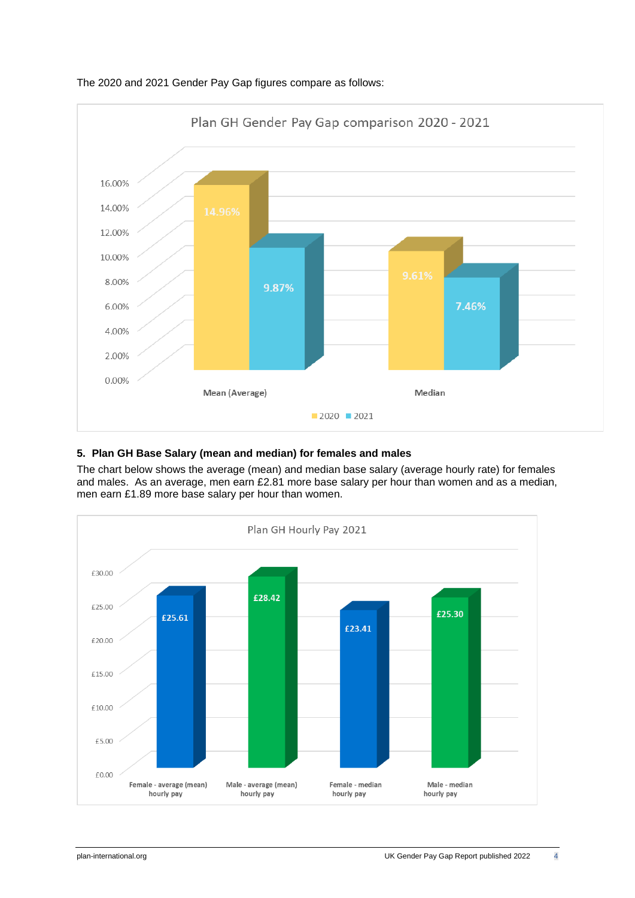The 2020 and 2021 Gender Pay Gap figures compare as follows:

**Plan GH Gender Pay Gap comparison 2020 - 2021**

| | 2020 | 2021 |
|---|---|---|
| Mean (Average) | 14.96% | 9.87% |
| Median | 9.61% | 7.46% |

### 5. Plan GH Base Salary (mean and median) for females and males

The chart below shows the average (mean) and median base salary (average hourly rate) for females and males. As an average, men earn £2.81 more base salary per hour than women and as a median, men earn £1.89 more base salary per hour than women.

**Plan GH Hourly Pay 2021**

| Female - average (mean) hourly pay | Male - average (mean) hourly pay | Female - median hourly pay | Male - median hourly pay |
|---|---|---|---|
| £25.61 | £28.42 | £23.41 | £25.30 |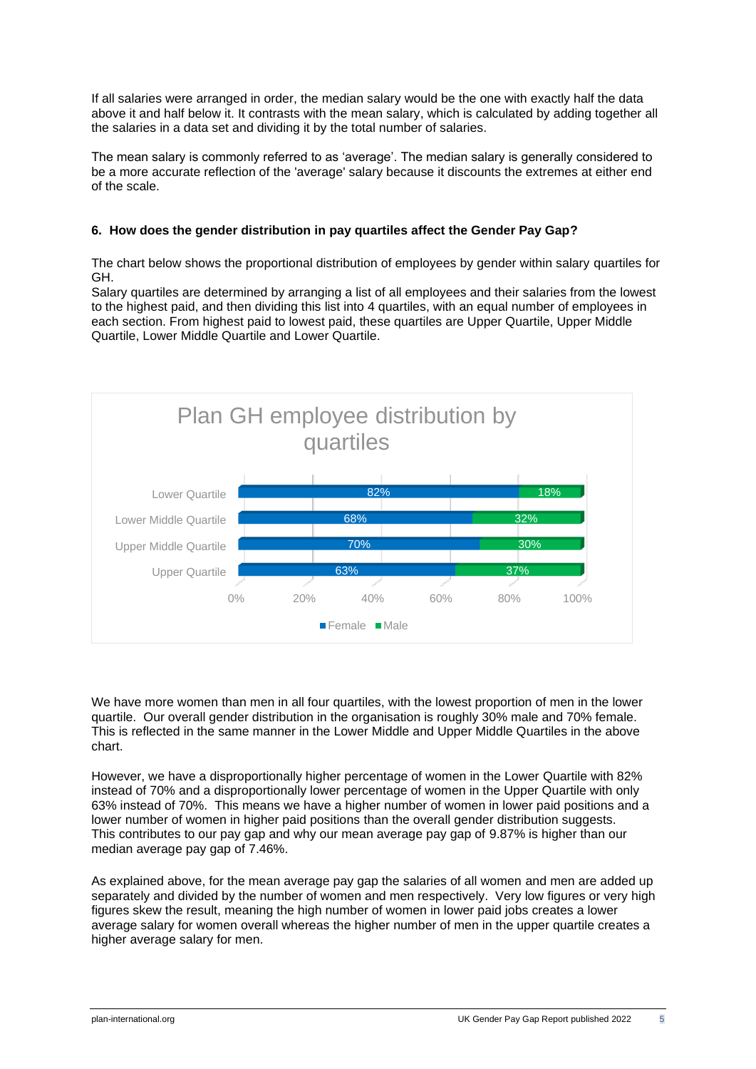If all salaries were arranged in order, the median salary would be the one with exactly half the data above it and half below it. It contrasts with the mean salary, which is calculated by adding together all the salaries in a data set and dividing it by the total number of salaries.

The mean salary is commonly referred to as 'average'. The median salary is generally considered to be a more accurate reflection of the 'average' salary because it discounts the extremes at either end of the scale.

### 6. How does the gender distribution in pay quartiles affect the Gender Pay Gap?

The chart below shows the proportional distribution of employees by gender within salary quartiles for GH.
Salary quartiles are determined by arranging a list of all employees and their salaries from the lowest to the highest paid, and then dividing this list into 4 quartiles, with an equal number of employees in each section. From highest paid to lowest paid, these quartiles are Upper Quartile, Upper Middle Quartile, Lower Middle Quartile and Lower Quartile.

**Plan GH employee distribution by quartiles**

| Quartile | Female | Male |
| --- | --- | --- |
| Lower Quartile | 82% | 18% |
| Lower Middle Quartile | 68% | 32% |
| Upper Middle Quartile | 70% | 30% |
| Upper Quartile | 63% | 37% |

We have more women than men in all four quartiles, with the lowest proportion of men in the lower quartile. Our overall gender distribution in the organisation is roughly 30% male and 70% female. This is reflected in the same manner in the Lower Middle and Upper Middle Quartiles in the above chart.

However, we have a disproportionally higher percentage of women in the Lower Quartile with 82% instead of 70% and a disproportionally lower percentage of women in the Upper Quartile with only 63% instead of 70%. This means we have a higher number of women in lower paid positions and a lower number of women in higher paid positions than the overall gender distribution suggests. This contributes to our pay gap and why our mean average pay gap of 9.87% is higher than our median average pay gap of 7.46%.

As explained above, for the mean average pay gap the salaries of all women and men are added up separately and divided by the number of women and men respectively. Very low figures or very high figures skew the result, meaning the high number of women in lower paid jobs creates a lower average salary for women overall whereas the higher number of men in the upper quartile creates a higher average salary for men.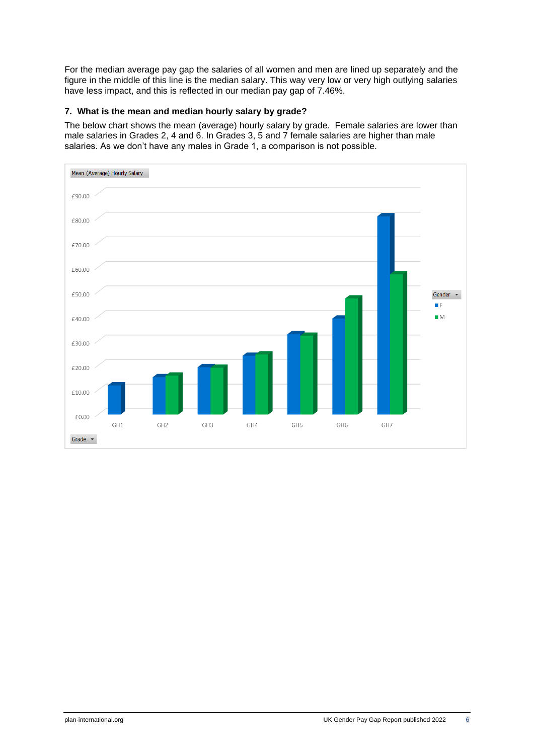For the median average pay gap the salaries of all women and men are lined up separately and the figure in the middle of this line is the median salary. This way very low or very high outlying salaries have less impact, and this is reflected in our median pay gap of 7.46%.

### 7. What is the mean and median hourly salary by grade?

The below chart shows the mean (average) hourly salary by grade. Female salaries are lower than male salaries in Grades 2, 4 and 6. In Grades 3, 5 and 7 female salaries are higher than male salaries. As we don't have any males in Grade 1, a comparison is not possible.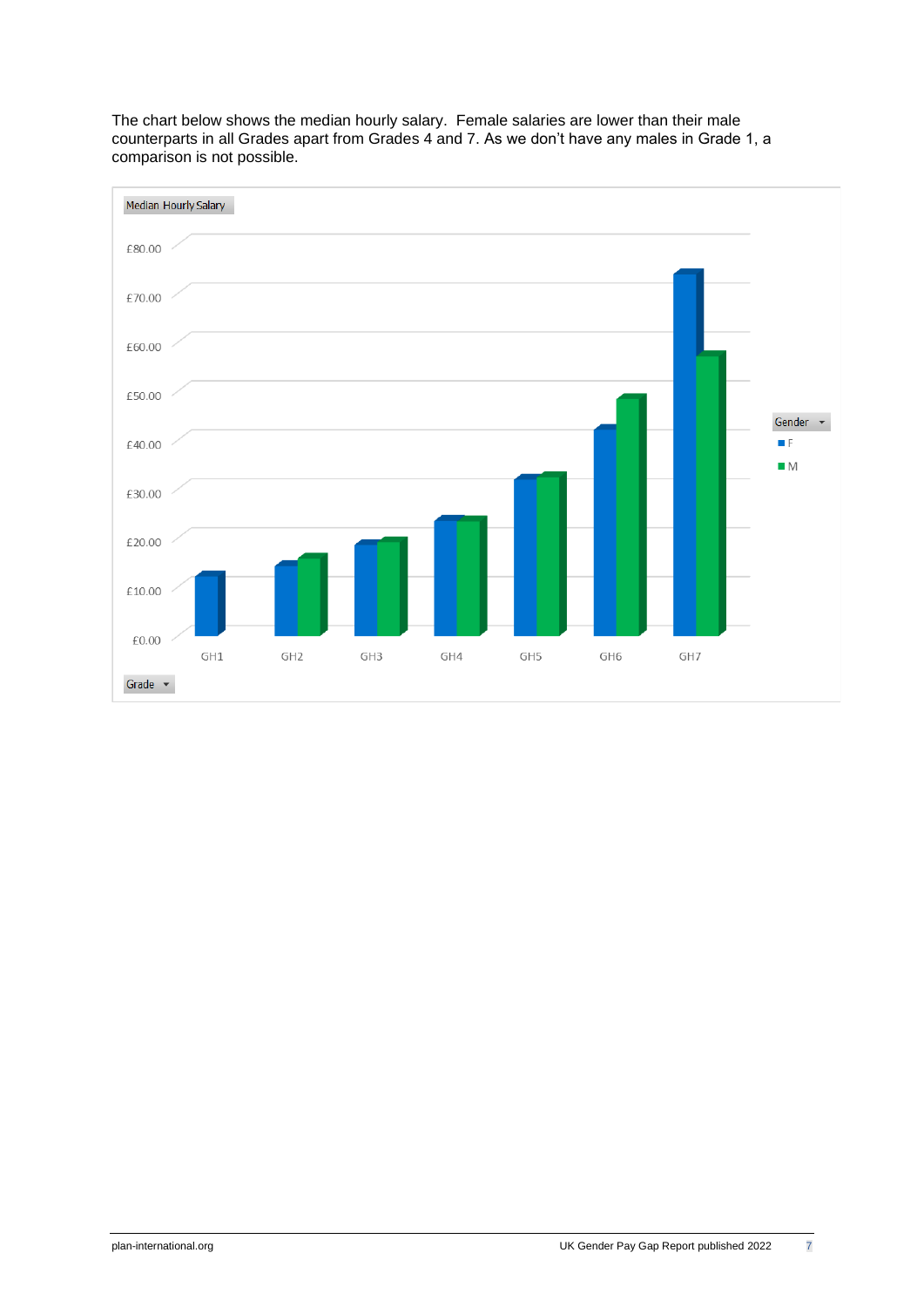The chart below shows the median hourly salary. Female salaries are lower than their male counterparts in all Grades apart from Grades 4 and 7. As we don't have any males in Grade 1, a comparison is not possible.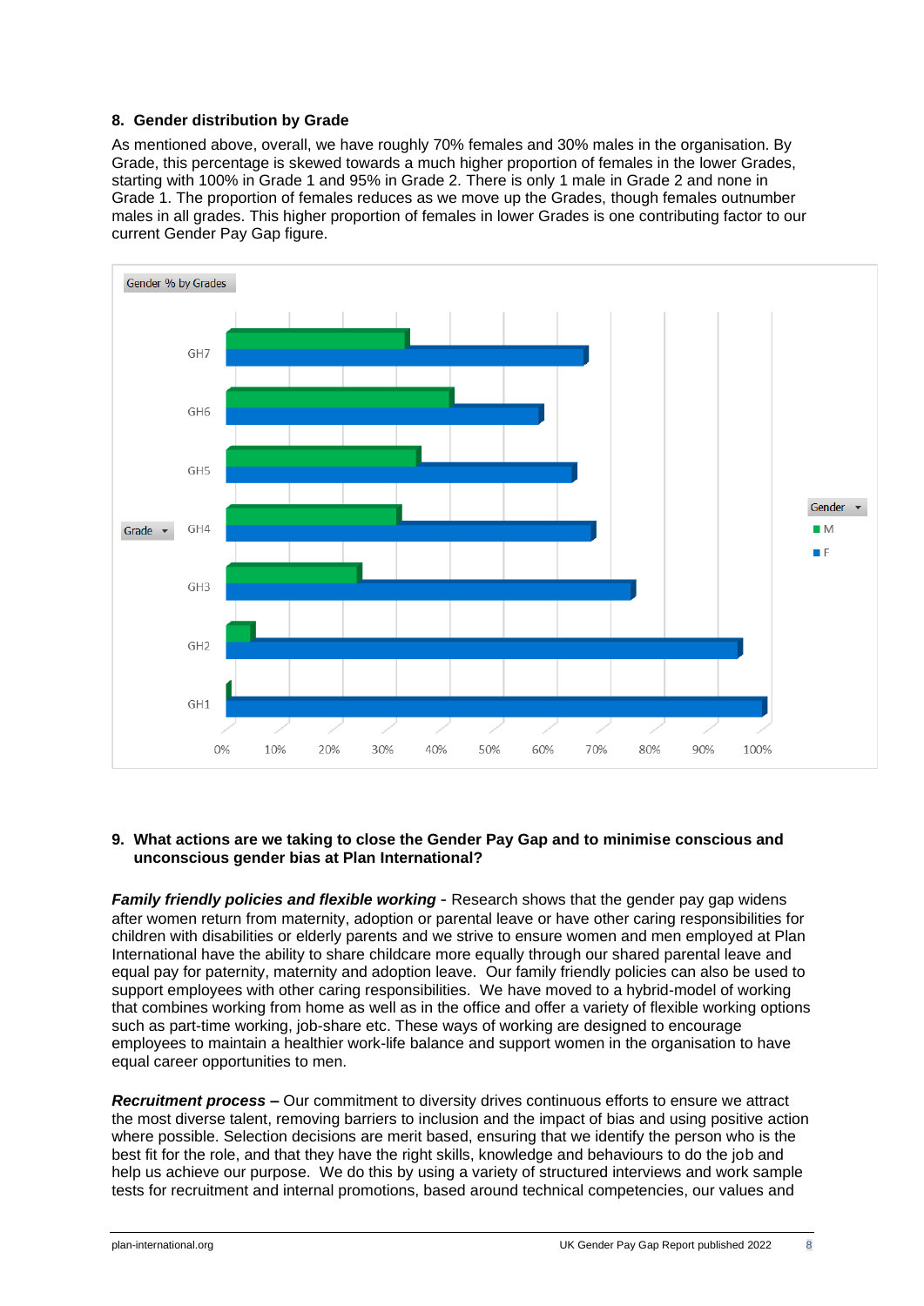## 8. Gender distribution by Grade

As mentioned above, overall, we have roughly 70% females and 30% males in the organisation. By Grade, this percentage is skewed towards a much higher proportion of females in the lower Grades, starting with 100% in Grade 1 and 95% in Grade 2. There is only 1 male in Grade 2 and none in Grade 1. The proportion of females reduces as we move up the Grades, though females outnumber males in all grades. This higher proportion of females in lower Grades is one contributing factor to our current Gender Pay Gap figure.

Gender % by Grades

## 9. What actions are we taking to close the Gender Pay Gap and to minimise conscious and unconscious gender bias at Plan International?

***Family friendly policies and flexible working*** - Research shows that the gender pay gap widens after women return from maternity, adoption or parental leave or have other caring responsibilities for children with disabilities or elderly parents and we strive to ensure women and men employed at Plan International have the ability to share childcare more equally through our shared parental leave and equal pay for paternity, maternity and adoption leave. Our family friendly policies can also be used to support employees with other caring responsibilities. We have moved to a hybrid-model of working that combines working from home as well as in the office and offer a variety of flexible working options such as part-time working, job-share etc. These ways of working are designed to encourage employees to maintain a healthier work-life balance and support women in the organisation to have equal career opportunities to men.

***Recruitment process*** **–** Our commitment to diversity drives continuous efforts to ensure we attract the most diverse talent, removing barriers to inclusion and the impact of bias and using positive action where possible. Selection decisions are merit based, ensuring that we identify the person who is the best fit for the role, and that they have the right skills, knowledge and behaviours to do the job and help us achieve our purpose. We do this by using a variety of structured interviews and work sample tests for recruitment and internal promotions, based around technical competencies, our values and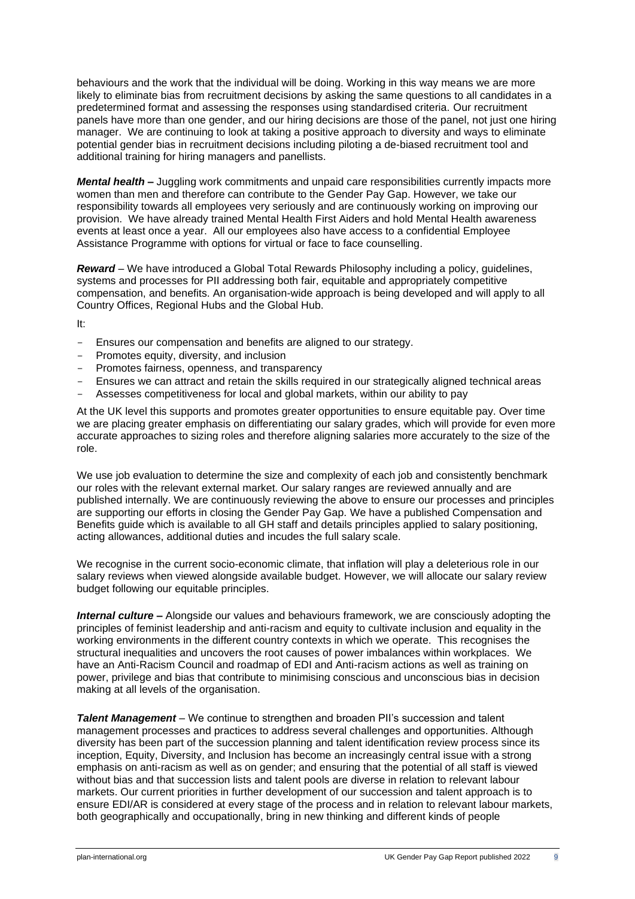behaviours and the work that the individual will be doing. Working in this way means we are more likely to eliminate bias from recruitment decisions by asking the same questions to all candidates in a predetermined format and assessing the responses using standardised criteria. Our recruitment panels have more than one gender, and our hiring decisions are those of the panel, not just one hiring manager. We are continuing to look at taking a positive approach to diversity and ways to eliminate potential gender bias in recruitment decisions including piloting a de-biased recruitment tool and additional training for hiring managers and panellists.

***Mental health –*** Juggling work commitments and unpaid care responsibilities currently impacts more women than men and therefore can contribute to the Gender Pay Gap. However, we take our responsibility towards all employees very seriously and are continuously working on improving our provision. We have already trained Mental Health First Aiders and hold Mental Health awareness events at least once a year. All our employees also have access to a confidential Employee Assistance Programme with options for virtual or face to face counselling.

***Reward*** – We have introduced a Global Total Rewards Philosophy including a policy, guidelines, systems and processes for PII addressing both fair, equitable and appropriately competitive compensation, and benefits. An organisation-wide approach is being developed and will apply to all Country Offices, Regional Hubs and the Global Hub.

It:

- Ensures our compensation and benefits are aligned to our strategy.
- Promotes equity, diversity, and inclusion
- Promotes fairness, openness, and transparency
- Ensures we can attract and retain the skills required in our strategically aligned technical areas
- Assesses competitiveness for local and global markets, within our ability to pay

At the UK level this supports and promotes greater opportunities to ensure equitable pay. Over time we are placing greater emphasis on differentiating our salary grades, which will provide for even more accurate approaches to sizing roles and therefore aligning salaries more accurately to the size of the role.

We use job evaluation to determine the size and complexity of each job and consistently benchmark our roles with the relevant external market. Our salary ranges are reviewed annually and are published internally. We are continuously reviewing the above to ensure our processes and principles are supporting our efforts in closing the Gender Pay Gap. We have a published Compensation and Benefits guide which is available to all GH staff and details principles applied to salary positioning, acting allowances, additional duties and incudes the full salary scale.

We recognise in the current socio-economic climate, that inflation will play a deleterious role in our salary reviews when viewed alongside available budget. However, we will allocate our salary review budget following our equitable principles.

***Internal culture –*** Alongside our values and behaviours framework, we are consciously adopting the principles of feminist leadership and anti-racism and equity to cultivate inclusion and equality in the working environments in the different country contexts in which we operate. This recognises the structural inequalities and uncovers the root causes of power imbalances within workplaces. We have an Anti-Racism Council and roadmap of EDI and Anti-racism actions as well as training on power, privilege and bias that contribute to minimising conscious and unconscious bias in decision making at all levels of the organisation.

***Talent Management*** – We continue to strengthen and broaden PII's succession and talent management processes and practices to address several challenges and opportunities. Although diversity has been part of the succession planning and talent identification review process since its inception, Equity, Diversity, and Inclusion has become an increasingly central issue with a strong emphasis on anti-racism as well as on gender; and ensuring that the potential of all staff is viewed without bias and that succession lists and talent pools are diverse in relation to relevant labour markets. Our current priorities in further development of our succession and talent approach is to ensure EDI/AR is considered at every stage of the process and in relation to relevant labour markets, both geographically and occupationally, bring in new thinking and different kinds of people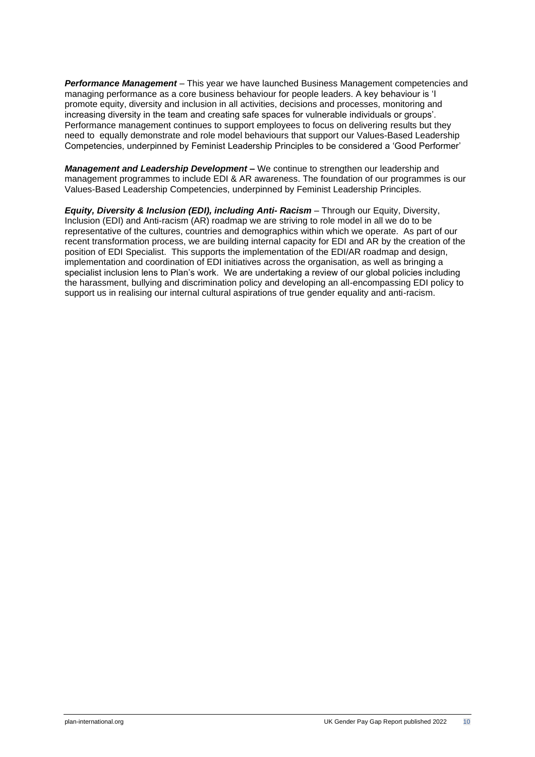***Performance Management*** – This year we have launched Business Management competencies and managing performance as a core business behaviour for people leaders. A key behaviour is 'I promote equity, diversity and inclusion in all activities, decisions and processes, monitoring and increasing diversity in the team and creating safe spaces for vulnerable individuals or groups'. Performance management continues to support employees to focus on delivering results but they need to equally demonstrate and role model behaviours that support our Values-Based Leadership Competencies, underpinned by Feminist Leadership Principles to be considered a 'Good Performer'

***Management and Leadership Development –*** We continue to strengthen our leadership and management programmes to include EDI & AR awareness. The foundation of our programmes is our Values-Based Leadership Competencies, underpinned by Feminist Leadership Principles.

***Equity, Diversity & Inclusion (EDI), including Anti- Racism*** – Through our Equity, Diversity, Inclusion (EDI) and Anti-racism (AR) roadmap we are striving to role model in all we do to be representative of the cultures, countries and demographics within which we operate. As part of our recent transformation process, we are building internal capacity for EDI and AR by the creation of the position of EDI Specialist. This supports the implementation of the EDI/AR roadmap and design, implementation and coordination of EDI initiatives across the organisation, as well as bringing a specialist inclusion lens to Plan's work. We are undertaking a review of our global policies including the harassment, bullying and discrimination policy and developing an all-encompassing EDI policy to support us in realising our internal cultural aspirations of true gender equality and anti-racism.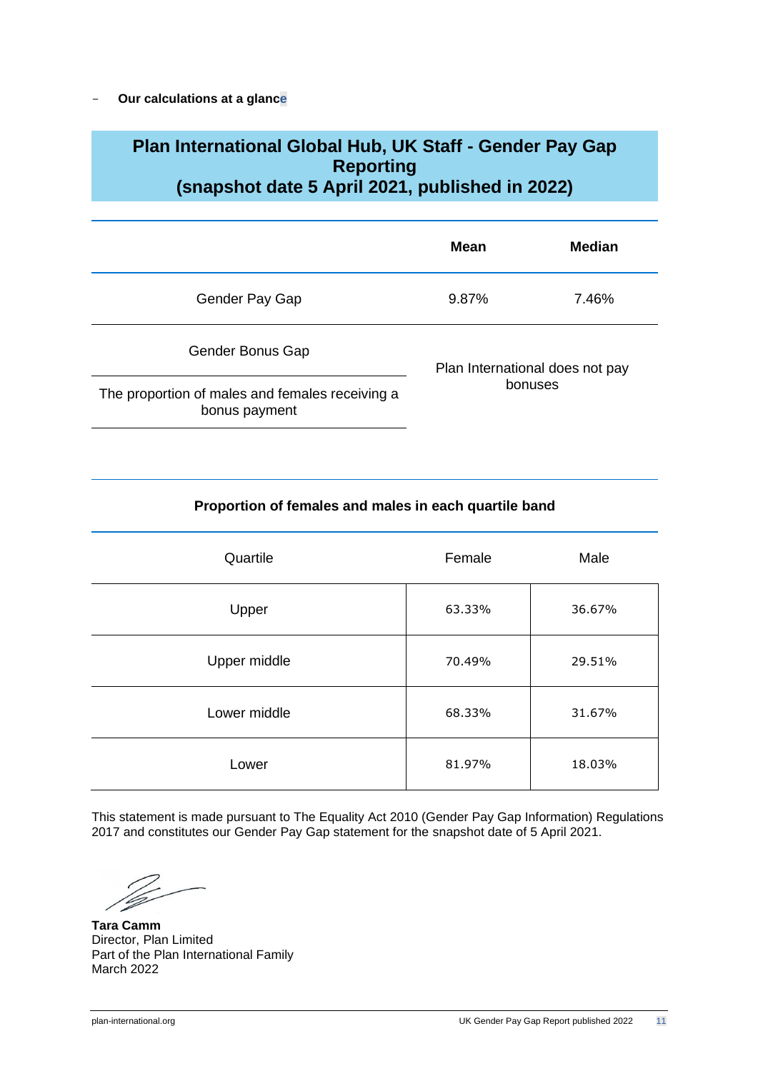- **Our calculations at a glance**

## Plan International Global Hub, UK Staff - Gender Pay Gap Reporting (snapshot date 5 April 2021, published in 2022)

| | Mean | Median |
|---|---|---|
| Gender Pay Gap | 9.87% | 7.46% |
| Gender Bonus Gap | Plan International does not pay bonuses | |
| The proportion of males and females receiving a bonus payment | | |

**Proportion of females and males in each quartile band**

| Quartile | Female | Male |
|---|---|---|
| Upper | 63.33% | 36.67% |
| Upper middle | 70.49% | 29.51% |
| Lower middle | 68.33% | 31.67% |
| Lower | 81.97% | 18.03% |

This statement is made pursuant to The Equality Act 2010 (Gender Pay Gap Information) Regulations 2017 and constitutes our Gender Pay Gap statement for the snapshot date of 5 April 2021.

**Tara Camm**
Director, Plan Limited
Part of the Plan International Family
March 2022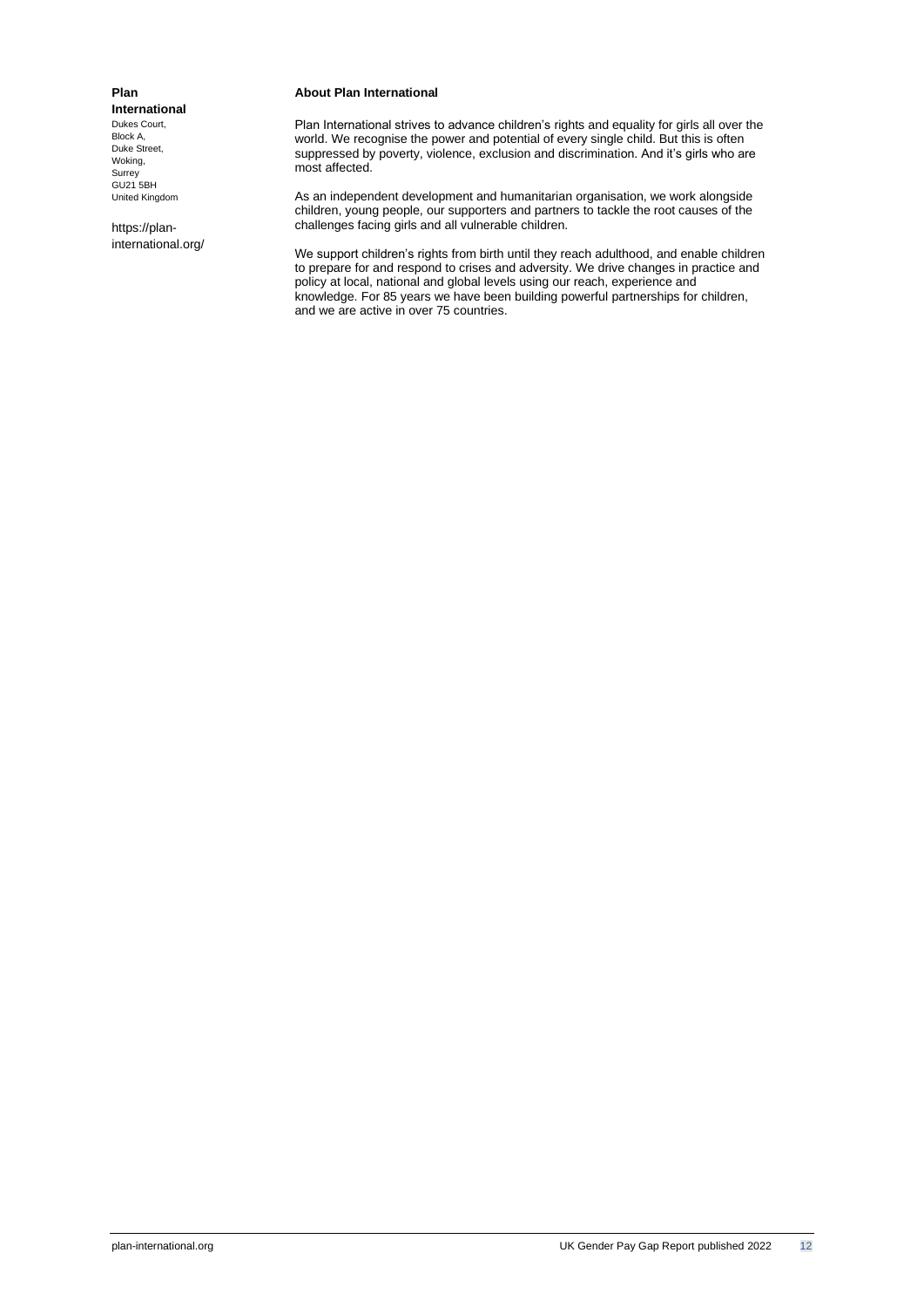**Plan International**

Dukes Court,
Block A,
Duke Street,
Woking,
Surrey
GU21 5BH
United Kingdom

https://plan-international.org/

**About Plan International**

Plan International strives to advance children's rights and equality for girls all over the world. We recognise the power and potential of every single child. But this is often suppressed by poverty, violence, exclusion and discrimination. And it's girls who are most affected.

As an independent development and humanitarian organisation, we work alongside children, young people, our supporters and partners to tackle the root causes of the challenges facing girls and all vulnerable children.

We support children's rights from birth until they reach adulthood, and enable children to prepare for and respond to crises and adversity. We drive changes in practice and policy at local, national and global levels using our reach, experience and knowledge. For 85 years we have been building powerful partnerships for children, and we are active in over 75 countries.